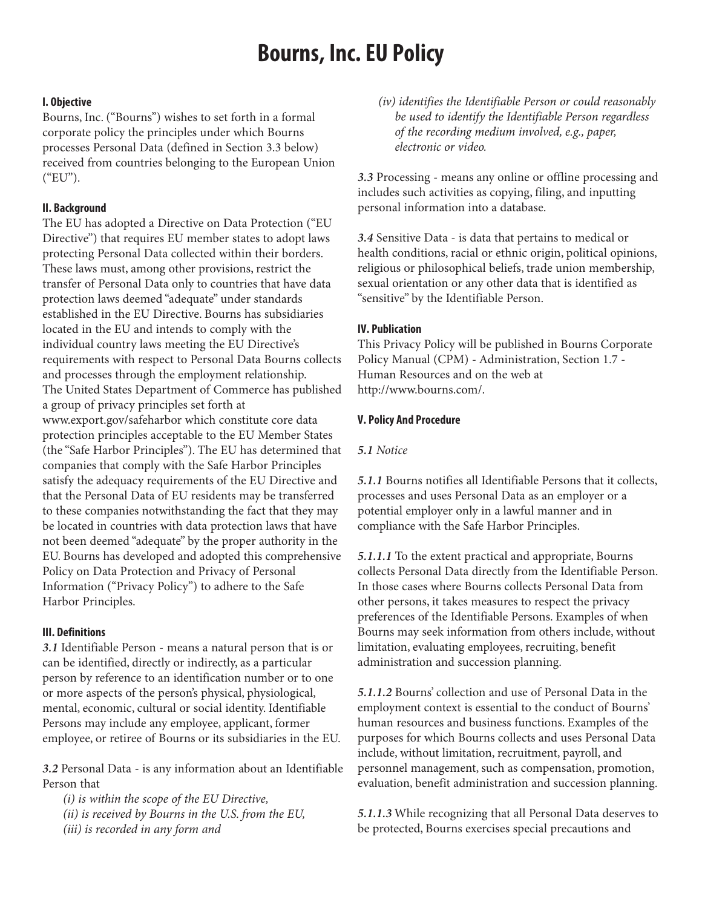# Bourns, Inc. EU Policy

## I. Objective

Bourns, Inc. ("Bourns") wishes to set forth in a formal corporate policy the principles under which Bourns processes Personal Data (defined in Section 3.3 below) received from countries belonging to the European Union ("EU").

## II. Background

The EU has adopted a Directive on Data Protection ("EU Directive") that requires EU member states to adopt laws protecting Personal Data collected within their borders. These laws must, among other provisions, restrict the transfer of Personal Data only to countries that have data protection laws deemed "adequate" under standards established in the EU Directive. Bourns has subsidiaries located in the EU and intends to comply with the individual country laws meeting the EU Directive's requirements with respect to Personal Data Bourns collects and processes through the employment relationship. The United States Department of Commerce has published a group of privacy principles set forth at www.export.gov/safeharbor which constitute core data protection principles acceptable to the EU Member States (the "Safe Harbor Principles"). The EU has determined that companies that comply with the Safe Harbor Principles satisfy the adequacy requirements of the EU Directive and that the Personal Data of EU residents may be transferred to these companies notwithstanding the fact that they may be located in countries with data protection laws that have not been deemed "adequate" by the proper authority in the EU. Bourns has developed and adopted this comprehensive Policy on Data Protection and Privacy of Personal Information ("Privacy Policy") to adhere to the Safe Harbor Principles.

## III. Definitions

***3.1*** Identifiable Person - means a natural person that is or can be identified, directly or indirectly, as a particular person by reference to an identification number or to one or more aspects of the person's physical, physiological, mental, economic, cultural or social identity. Identifiable Persons may include any employee, applicant, former employee, or retiree of Bourns or its subsidiaries in the EU.

***3.2*** Personal Data - is any information about an Identifiable Person that

*(i) is within the scope of the EU Directive,*
*(ii) is received by Bourns in the U.S. from the EU,*
*(iii) is recorded in any form and*
*(iv) identifies the Identifiable Person or could reasonably be used to identify the Identifiable Person regardless of the recording medium involved, e.g., paper, electronic or video.*

***3.3*** Processing - means any online or offline processing and includes such activities as copying, filing, and inputting personal information into a database.

***3.4*** Sensitive Data - is data that pertains to medical or health conditions, racial or ethnic origin, political opinions, religious or philosophical beliefs, trade union membership, sexual orientation or any other data that is identified as "sensitive" by the Identifiable Person.

## IV. Publication

This Privacy Policy will be published in Bourns Corporate Policy Manual (CPM) - Administration, Section 1.7 - Human Resources and on the web at http://www.bourns.com/.

## V. Policy And Procedure

***5.1*** *Notice*

***5.1.1*** Bourns notifies all Identifiable Persons that it collects, processes and uses Personal Data as an employer or a potential employer only in a lawful manner and in compliance with the Safe Harbor Principles.

***5.1.1.1*** To the extent practical and appropriate, Bourns collects Personal Data directly from the Identifiable Person. In those cases where Bourns collects Personal Data from other persons, it takes measures to respect the privacy preferences of the Identifiable Persons. Examples of when Bourns may seek information from others include, without limitation, evaluating employees, recruiting, benefit administration and succession planning.

***5.1.1.2*** Bourns' collection and use of Personal Data in the employment context is essential to the conduct of Bourns' human resources and business functions. Examples of the purposes for which Bourns collects and uses Personal Data include, without limitation, recruitment, payroll, and personnel management, such as compensation, promotion, evaluation, benefit administration and succession planning.

***5.1.1.3*** While recognizing that all Personal Data deserves to be protected, Bourns exercises special precautions and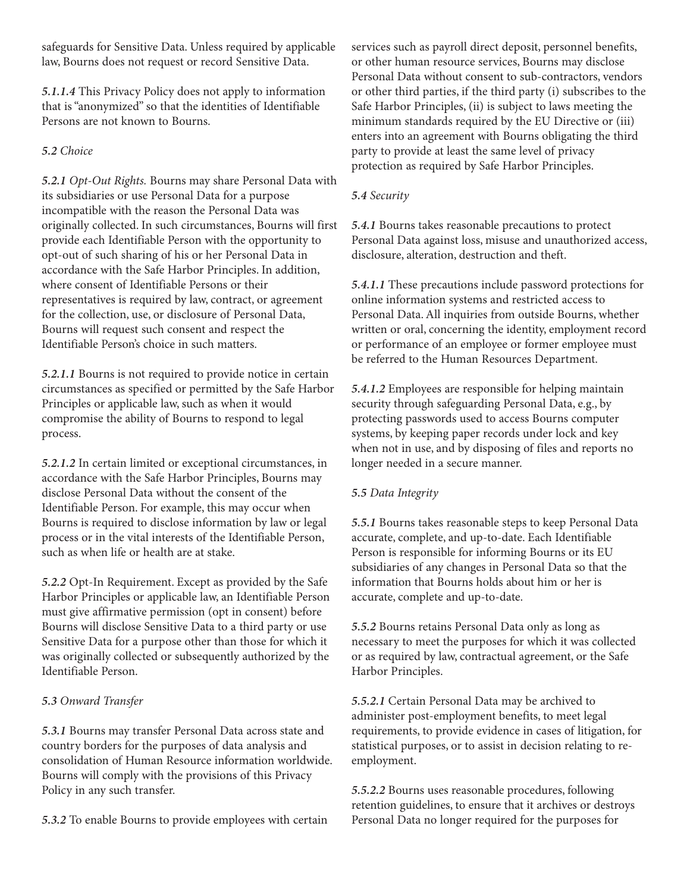safeguards for Sensitive Data. Unless required by applicable law, Bourns does not request or record Sensitive Data.

***5.1.1.4*** This Privacy Policy does not apply to information that is "anonymized" so that the identities of Identifiable Persons are not known to Bourns.

*5.2 Choice*

***5.2.1*** *Opt-Out Rights.* Bourns may share Personal Data with its subsidiaries or use Personal Data for a purpose incompatible with the reason the Personal Data was originally collected. In such circumstances, Bourns will first provide each Identifiable Person with the opportunity to opt-out of such sharing of his or her Personal Data in accordance with the Safe Harbor Principles. In addition, where consent of Identifiable Persons or their representatives is required by law, contract, or agreement for the collection, use, or disclosure of Personal Data, Bourns will request such consent and respect the Identifiable Person's choice in such matters.

***5.2.1.1*** Bourns is not required to provide notice in certain circumstances as specified or permitted by the Safe Harbor Principles or applicable law, such as when it would compromise the ability of Bourns to respond to legal process.

***5.2.1.2*** In certain limited or exceptional circumstances, in accordance with the Safe Harbor Principles, Bourns may disclose Personal Data without the consent of the Identifiable Person. For example, this may occur when Bourns is required to disclose information by law or legal process or in the vital interests of the Identifiable Person, such as when life or health are at stake.

***5.2.2*** Opt-In Requirement. Except as provided by the Safe Harbor Principles or applicable law, an Identifiable Person must give affirmative permission (opt in consent) before Bourns will disclose Sensitive Data to a third party or use Sensitive Data for a purpose other than those for which it was originally collected or subsequently authorized by the Identifiable Person.

*5.3 Onward Transfer*

***5.3.1*** Bourns may transfer Personal Data across state and country borders for the purposes of data analysis and consolidation of Human Resource information worldwide. Bourns will comply with the provisions of this Privacy Policy in any such transfer.

***5.3.2*** To enable Bourns to provide employees with certain services such as payroll direct deposit, personnel benefits, or other human resource services, Bourns may disclose Personal Data without consent to sub-contractors, vendors or other third parties, if the third party (i) subscribes to the Safe Harbor Principles, (ii) is subject to laws meeting the minimum standards required by the EU Directive or (iii) enters into an agreement with Bourns obligating the third party to provide at least the same level of privacy protection as required by Safe Harbor Principles.

*5.4 Security*

***5.4.1*** Bourns takes reasonable precautions to protect Personal Data against loss, misuse and unauthorized access, disclosure, alteration, destruction and theft.

***5.4.1.1*** These precautions include password protections for online information systems and restricted access to Personal Data. All inquiries from outside Bourns, whether written or oral, concerning the identity, employment record or performance of an employee or former employee must be referred to the Human Resources Department.

***5.4.1.2*** Employees are responsible for helping maintain security through safeguarding Personal Data, e.g., by protecting passwords used to access Bourns computer systems, by keeping paper records under lock and key when not in use, and by disposing of files and reports no longer needed in a secure manner.

*5.5 Data Integrity*

***5.5.1*** Bourns takes reasonable steps to keep Personal Data accurate, complete, and up-to-date. Each Identifiable Person is responsible for informing Bourns or its EU subsidiaries of any changes in Personal Data so that the information that Bourns holds about him or her is accurate, complete and up-to-date.

***5.5.2*** Bourns retains Personal Data only as long as necessary to meet the purposes for which it was collected or as required by law, contractual agreement, or the Safe Harbor Principles.

***5.5.2.1*** Certain Personal Data may be archived to administer post-employment benefits, to meet legal requirements, to provide evidence in cases of litigation, for statistical purposes, or to assist in decision relating to re-employment.

***5.5.2.2*** Bourns uses reasonable procedures, following retention guidelines, to ensure that it archives or destroys Personal Data no longer required for the purposes for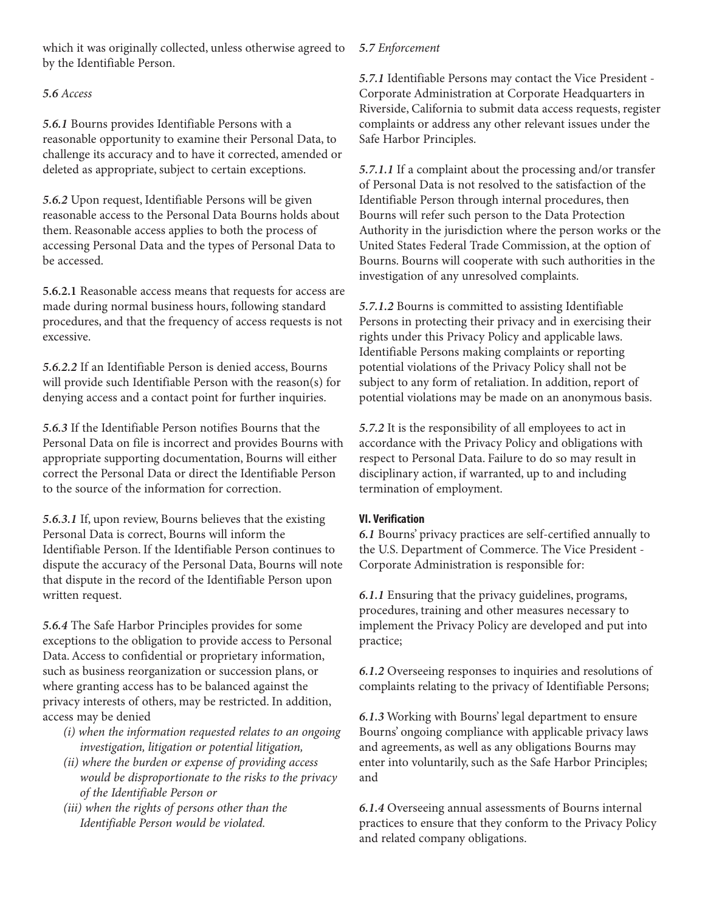which it was originally collected, unless otherwise agreed to by the Identifiable Person.

*5.6 Access*

***5.6.1*** Bourns provides Identifiable Persons with a reasonable opportunity to examine their Personal Data, to challenge its accuracy and to have it corrected, amended or deleted as appropriate, subject to certain exceptions.

***5.6.2*** Upon request, Identifiable Persons will be given reasonable access to the Personal Data Bourns holds about them. Reasonable access applies to both the process of accessing Personal Data and the types of Personal Data to be accessed.

**5.6.2.1** Reasonable access means that requests for access are made during normal business hours, following standard procedures, and that the frequency of access requests is not excessive.

***5.6.2.2*** If an Identifiable Person is denied access, Bourns will provide such Identifiable Person with the reason(s) for denying access and a contact point for further inquiries.

***5.6.3*** If the Identifiable Person notifies Bourns that the Personal Data on file is incorrect and provides Bourns with appropriate supporting documentation, Bourns will either correct the Personal Data or direct the Identifiable Person to the source of the information for correction.

***5.6.3.1*** If, upon review, Bourns believes that the existing Personal Data is correct, Bourns will inform the Identifiable Person. If the Identifiable Person continues to dispute the accuracy of the Personal Data, Bourns will note that dispute in the record of the Identifiable Person upon written request.

***5.6.4*** The Safe Harbor Principles provides for some exceptions to the obligation to provide access to Personal Data. Access to confidential or proprietary information, such as business reorganization or succession plans, or where granting access has to be balanced against the privacy interests of others, may be restricted. In addition, access may be denied

- *(i) when the information requested relates to an ongoing investigation, litigation or potential litigation,*
- *(ii) where the burden or expense of providing access would be disproportionate to the risks to the privacy of the Identifiable Person or*
- *(iii) when the rights of persons other than the Identifiable Person would be violated.*

*5.7 Enforcement*

***5.7.1*** Identifiable Persons may contact the Vice President - Corporate Administration at Corporate Headquarters in Riverside, California to submit data access requests, register complaints or address any other relevant issues under the Safe Harbor Principles.

***5.7.1.1*** If a complaint about the processing and/or transfer of Personal Data is not resolved to the satisfaction of the Identifiable Person through internal procedures, then Bourns will refer such person to the Data Protection Authority in the jurisdiction where the person works or the United States Federal Trade Commission, at the option of Bourns. Bourns will cooperate with such authorities in the investigation of any unresolved complaints.

***5.7.1.2*** Bourns is committed to assisting Identifiable Persons in protecting their privacy and in exercising their rights under this Privacy Policy and applicable laws. Identifiable Persons making complaints or reporting potential violations of the Privacy Policy shall not be subject to any form of retaliation. In addition, report of potential violations may be made on an anonymous basis.

***5.7.2*** It is the responsibility of all employees to act in accordance with the Privacy Policy and obligations with respect to Personal Data. Failure to do so may result in disciplinary action, if warranted, up to and including termination of employment.

## VI. Verification

***6.1*** Bourns' privacy practices are self-certified annually to the U.S. Department of Commerce. The Vice President - Corporate Administration is responsible for:

***6.1.1*** Ensuring that the privacy guidelines, programs, procedures, training and other measures necessary to implement the Privacy Policy are developed and put into practice;

***6.1.2*** Overseeing responses to inquiries and resolutions of complaints relating to the privacy of Identifiable Persons;

***6.1.3*** Working with Bourns' legal department to ensure Bourns' ongoing compliance with applicable privacy laws and agreements, as well as any obligations Bourns may enter into voluntarily, such as the Safe Harbor Principles; and

***6.1.4*** Overseeing annual assessments of Bourns internal practices to ensure that they conform to the Privacy Policy and related company obligations.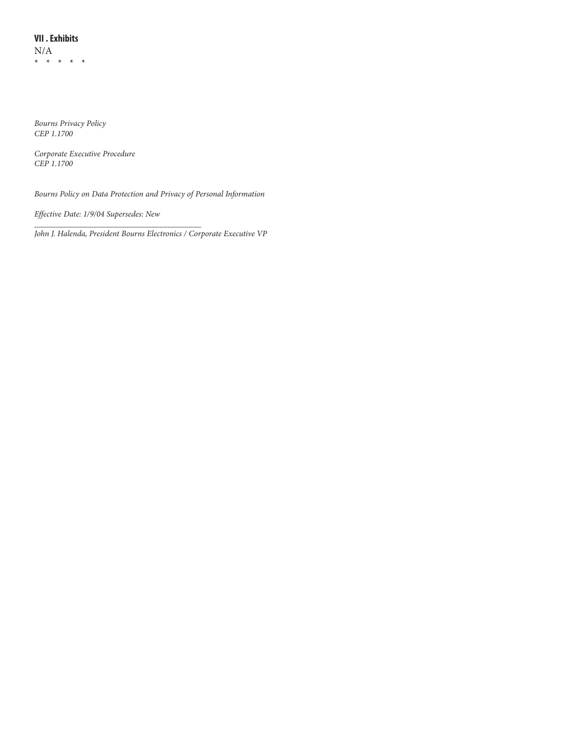### VII . Exhibits

N/A

\*   \*   \*   \*   \*

*Bourns Privacy Policy*
*CEP 1.1700*

*Corporate Executive Procedure*
*CEP 1.1700*

*Bourns Policy on Data Protection and Privacy of Personal Information*

*Effective Date: 1/9/04 Supersedes: New*

\_\_\_\_\_\_\_\_\_\_\_\_\_\_\_\_\_\_\_\_\_\_\_\_\_\_\_\_\_\_\_\_\_\_\_\_\_\_\_\_

*John J. Halenda, President Bourns Electronics / Corporate Executive VP*